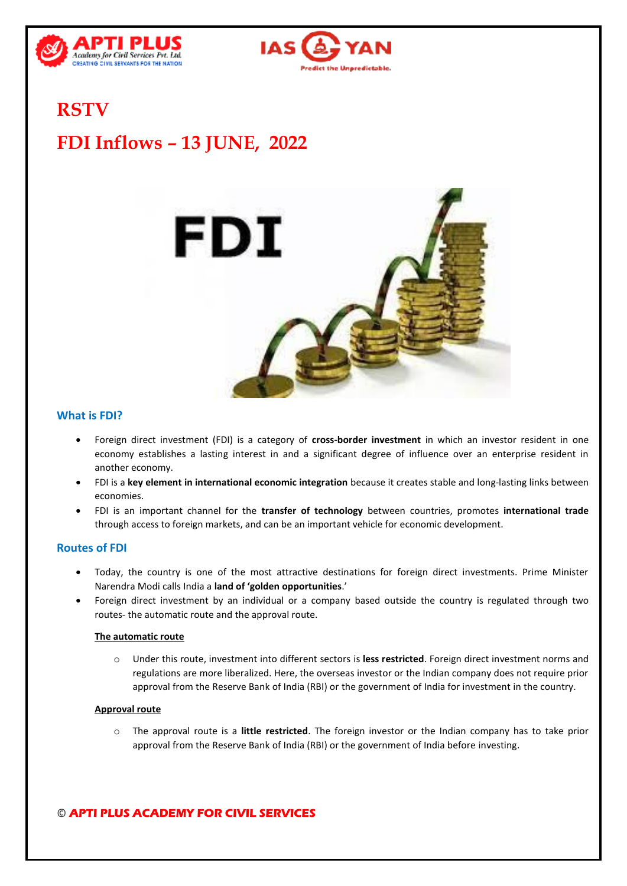# RSTV

# FDI Inflows – 13 JUNE, 2022

## What is FDI?

- Foreign direct investment (FDI) is a category of **cross-border investment** in which an investor resident in one economy establishes a lasting interest in and a significant degree of influence over an enterprise resident in another economy.
- FDI is a **key element in international economic integration** because it creates stable and long-lasting links between economies.
- FDI is an important channel for the **transfer of technology** between countries, promotes **international trade** through access to foreign markets, and can be an important vehicle for economic development.

## Routes of FDI

- Today, the country is one of the most attractive destinations for foreign direct investments. Prime Minister Narendra Modi calls India a **land of 'golden opportunities**.'
- Foreign direct investment by an individual or a company based outside the country is regulated through two routes- the automatic route and the approval route.

**The automatic route**

- Under this route, investment into different sectors is **less restricted**. Foreign direct investment norms and regulations are more liberalized. Here, the overseas investor or the Indian company does not require prior approval from the Reserve Bank of India (RBI) or the government of India for investment in the country.

**Approval route**

- The approval route is a **little restricted**. The foreign investor or the Indian company has to take prior approval from the Reserve Bank of India (RBI) or the government of India before investing.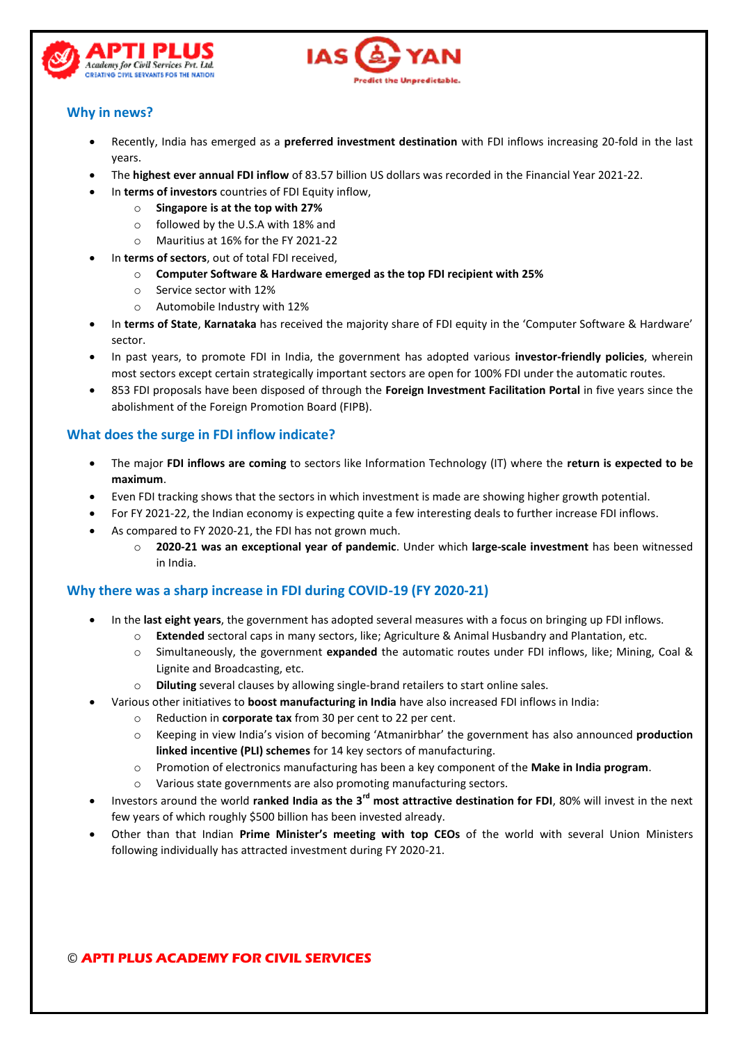## Why in news?

- Recently, India has emerged as a **preferred investment destination** with FDI inflows increasing 20-fold in the last years.
- The **highest ever annual FDI inflow** of 83.57 billion US dollars was recorded in the Financial Year 2021-22.
- In **terms of investors** countries of FDI Equity inflow,
  - **Singapore is at the top with 27%**
  - followed by the U.S.A with 18% and
  - Mauritius at 16% for the FY 2021-22
- In **terms of sectors**, out of total FDI received,
  - **Computer Software & Hardware emerged as the top FDI recipient with 25%**
  - Service sector with 12%
  - Automobile Industry with 12%
- In **terms of State**, **Karnataka** has received the majority share of FDI equity in the 'Computer Software & Hardware' sector.
- In past years, to promote FDI in India, the government has adopted various **investor-friendly policies**, wherein most sectors except certain strategically important sectors are open for 100% FDI under the automatic routes.
- 853 FDI proposals have been disposed of through the **Foreign Investment Facilitation Portal** in five years since the abolishment of the Foreign Promotion Board (FIPB).

## What does the surge in FDI inflow indicate?

- The major **FDI inflows are coming** to sectors like Information Technology (IT) where the **return is expected to be maximum**.
- Even FDI tracking shows that the sectors in which investment is made are showing higher growth potential.
- For FY 2021-22, the Indian economy is expecting quite a few interesting deals to further increase FDI inflows.
- As compared to FY 2020-21, the FDI has not grown much.
  - **2020-21 was an exceptional year of pandemic**. Under which **large-scale investment** has been witnessed in India.

## Why there was a sharp increase in FDI during COVID-19 (FY 2020-21)

- In the **last eight years**, the government has adopted several measures with a focus on bringing up FDI inflows.
  - **Extended** sectoral caps in many sectors, like; Agriculture & Animal Husbandry and Plantation, etc.
  - Simultaneously, the government **expanded** the automatic routes under FDI inflows, like; Mining, Coal & Lignite and Broadcasting, etc.
  - **Diluting** several clauses by allowing single-brand retailers to start online sales.
- Various other initiatives to **boost manufacturing in India** have also increased FDI inflows in India:
  - Reduction in **corporate tax** from 30 per cent to 22 per cent.
  - Keeping in view India's vision of becoming 'Atmanirbhar' the government has also announced **production linked incentive (PLI) schemes** for 14 key sectors of manufacturing.
  - Promotion of electronics manufacturing has been a key component of the **Make in India program**.
  - Various state governments are also promoting manufacturing sectors.
- Investors around the world **ranked India as the 3rd most attractive destination for FDI**, 80% will invest in the next few years of which roughly $500 billion has been invested already.
- Other than that Indian **Prime Minister's meeting with top CEOs** of the world with several Union Ministers following individually has attracted investment during FY 2020-21.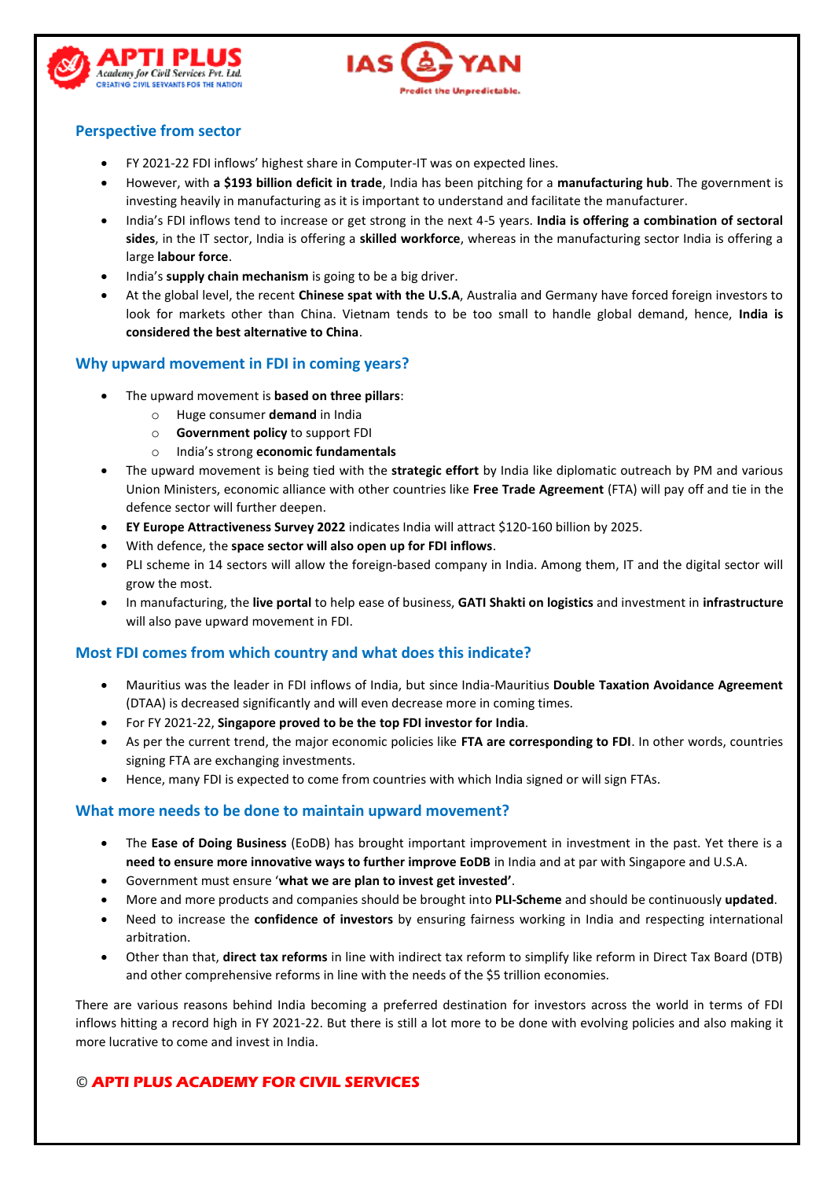## Perspective from sector

- FY 2021-22 FDI inflows' highest share in Computer-IT was on expected lines.
- However, with **a $193 billion deficit in trade**, India has been pitching for a **manufacturing hub**. The government is investing heavily in manufacturing as it is important to understand and facilitate the manufacturer.
- India's FDI inflows tend to increase or get strong in the next 4-5 years. **India is offering a combination of sectoral sides**, in the IT sector, India is offering a **skilled workforce**, whereas in the manufacturing sector India is offering a large **labour force**.
- India's **supply chain mechanism** is going to be a big driver.
- At the global level, the recent **Chinese spat with the U.S.A**, Australia and Germany have forced foreign investors to look for markets other than China. Vietnam tends to be too small to handle global demand, hence, **India is considered the best alternative to China**.

## Why upward movement in FDI in coming years?

- The upward movement is **based on three pillars**:
  - Huge consumer **demand** in India
  - **Government policy** to support FDI
  - India's strong **economic fundamentals**
- The upward movement is being tied with the **strategic effort** by India like diplomatic outreach by PM and various Union Ministers, economic alliance with other countries like **Free Trade Agreement** (FTA) will pay off and tie in the defence sector will further deepen.
- **EY Europe Attractiveness Survey 2022** indicates India will attract $120-160 billion by 2025.
- With defence, the **space sector will also open up for FDI inflows**.
- PLI scheme in 14 sectors will allow the foreign-based company in India. Among them, IT and the digital sector will grow the most.
- In manufacturing, the **live portal** to help ease of business, **GATI Shakti on logistics** and investment in **infrastructure** will also pave upward movement in FDI.

## Most FDI comes from which country and what does this indicate?

- Mauritius was the leader in FDI inflows of India, but since India-Mauritius **Double Taxation Avoidance Agreement** (DTAA) is decreased significantly and will even decrease more in coming times.
- For FY 2021-22, **Singapore proved to be the top FDI investor for India**.
- As per the current trend, the major economic policies like **FTA are corresponding to FDI**. In other words, countries signing FTA are exchanging investments.
- Hence, many FDI is expected to come from countries with which India signed or will sign FTAs.

## What more needs to be done to maintain upward movement?

- The **Ease of Doing Business** (EoDB) has brought important improvement in investment in the past. Yet there is a **need to ensure more innovative ways to further improve EoDB** in India and at par with Singapore and U.S.A.
- Government must ensure '**what we are plan to invest get invested'**.
- More and more products and companies should be brought into **PLI-Scheme** and should be continuously **updated**.
- Need to increase the **confidence of investors** by ensuring fairness working in India and respecting international arbitration.
- Other than that, **direct tax reforms** in line with indirect tax reform to simplify like reform in Direct Tax Board (DTB) and other comprehensive reforms in line with the needs of the $5 trillion economies.

There are various reasons behind India becoming a preferred destination for investors across the world in terms of FDI inflows hitting a record high in FY 2021-22. But there is still a lot more to be done with evolving policies and also making it more lucrative to come and invest in India.

© **APTI PLUS ACADEMY FOR CIVIL SERVICES**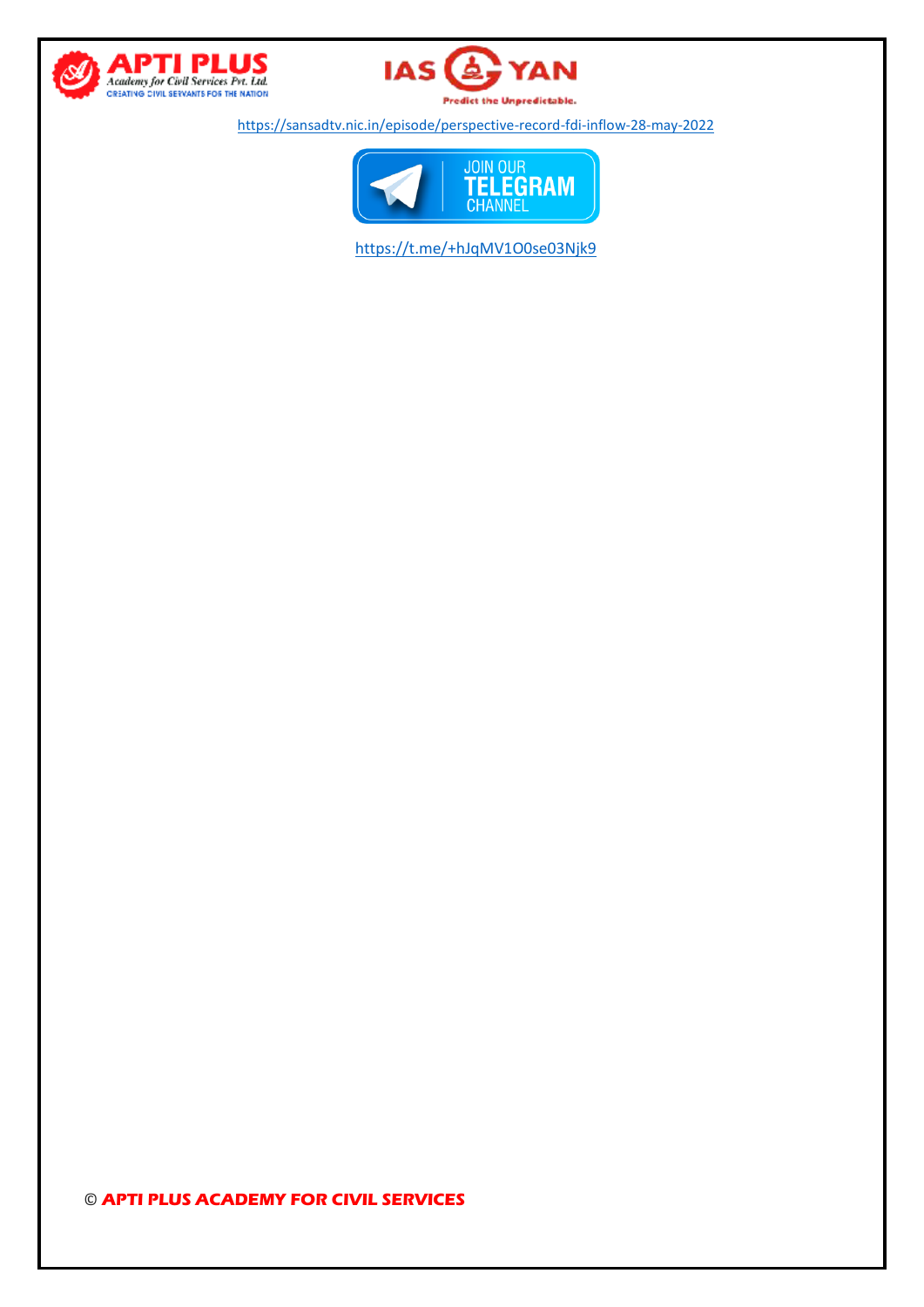https://sansadtv.nic.in/episode/perspective-record-fdi-inflow-28-may-2022

JOIN OUR TELEGRAM CHANNEL

https://t.me/+hJqMV1O0se03Njk9